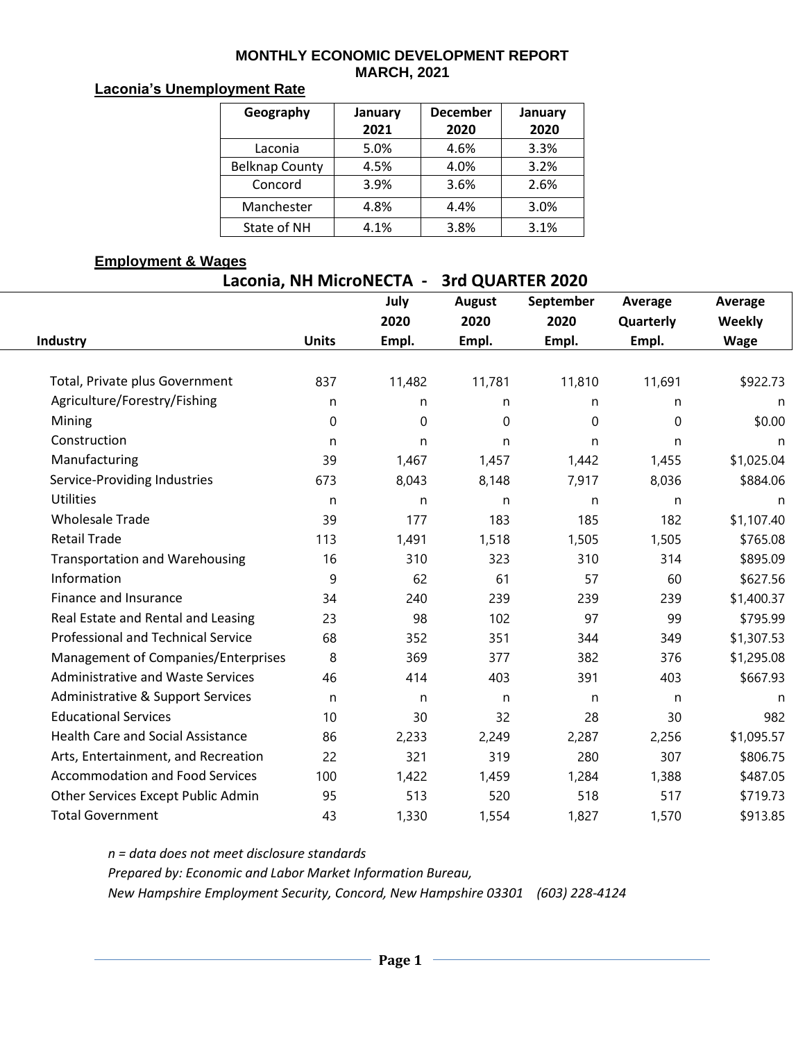# MONTHLY ECONOMIC DEVELOPMENT REPORT
## MARCH, 2021

### Laconia's Unemployment Rate

| Geography | January 2021 | December 2020 | January 2020 |
|---|---|---|---|
| Laconia | 5.0% | 4.6% | 3.3% |
| Belknap County | 4.5% | 4.0% | 3.2% |
| Concord | 3.9% | 3.6% | 2.6% |
| Manchester | 4.8% | 4.4% | 3.0% |
| State of NH | 4.1% | 3.8% | 3.1% |

### Employment & Wages

**Laconia, NH MicroNECTA - 3rd QUARTER 2020**

| Industry | Units | July 2020 Empl. | August 2020 Empl. | September 2020 Empl. | Average Quarterly Empl. | Average Weekly Wage |
|---|---|---|---|---|---|---|
| Total, Private plus Government | 837 | 11,482 | 11,781 | 11,810 | 11,691 | $922.73 |
| Agriculture/Forestry/Fishing | n | n | n | n | n | n |
| Mining | 0 | 0 | 0 | 0 | 0 | $0.00 |
| Construction | n | n | n | n | n | n |
| Manufacturing | 39 | 1,467 | 1,457 | 1,442 | 1,455 | $1,025.04 |
| Service-Providing Industries | 673 | 8,043 | 8,148 | 7,917 | 8,036 | $884.06 |
| Utilities | n | n | n | n | n | n |
| Wholesale Trade | 39 | 177 | 183 | 185 | 182 | $1,107.40 |
| Retail Trade | 113 | 1,491 | 1,518 | 1,505 | 1,505 | $765.08 |
| Transportation and Warehousing | 16 | 310 | 323 | 310 | 314 | $895.09 |
| Information | 9 | 62 | 61 | 57 | 60 | $627.56 |
| Finance and Insurance | 34 | 240 | 239 | 239 | 239 | $1,400.37 |
| Real Estate and Rental and Leasing | 23 | 98 | 102 | 97 | 99 | $795.99 |
| Professional and Technical Service | 68 | 352 | 351 | 344 | 349 | $1,307.53 |
| Management of Companies/Enterprises | 8 | 369 | 377 | 382 | 376 | $1,295.08 |
| Administrative and Waste Services | 46 | 414 | 403 | 391 | 403 | $667.93 |
| Administrative & Support Services | n | n | n | n | n | n |
| Educational Services | 10 | 30 | 32 | 28 | 30 | 982 |
| Health Care and Social Assistance | 86 | 2,233 | 2,249 | 2,287 | 2,256 | $1,095.57 |
| Arts, Entertainment, and Recreation | 22 | 321 | 319 | 280 | 307 | $806.75 |
| Accommodation and Food Services | 100 | 1,422 | 1,459 | 1,284 | 1,388 | $487.05 |
| Other Services Except Public Admin | 95 | 513 | 520 | 518 | 517 | $719.73 |
| Total Government | 43 | 1,330 | 1,554 | 1,827 | 1,570 | $913.85 |

*n = data does not meet disclosure standards*

*Prepared by: Economic and Labor Market Information Bureau,*

*New Hampshire Employment Security, Concord, New Hampshire 03301 (603) 228-4124*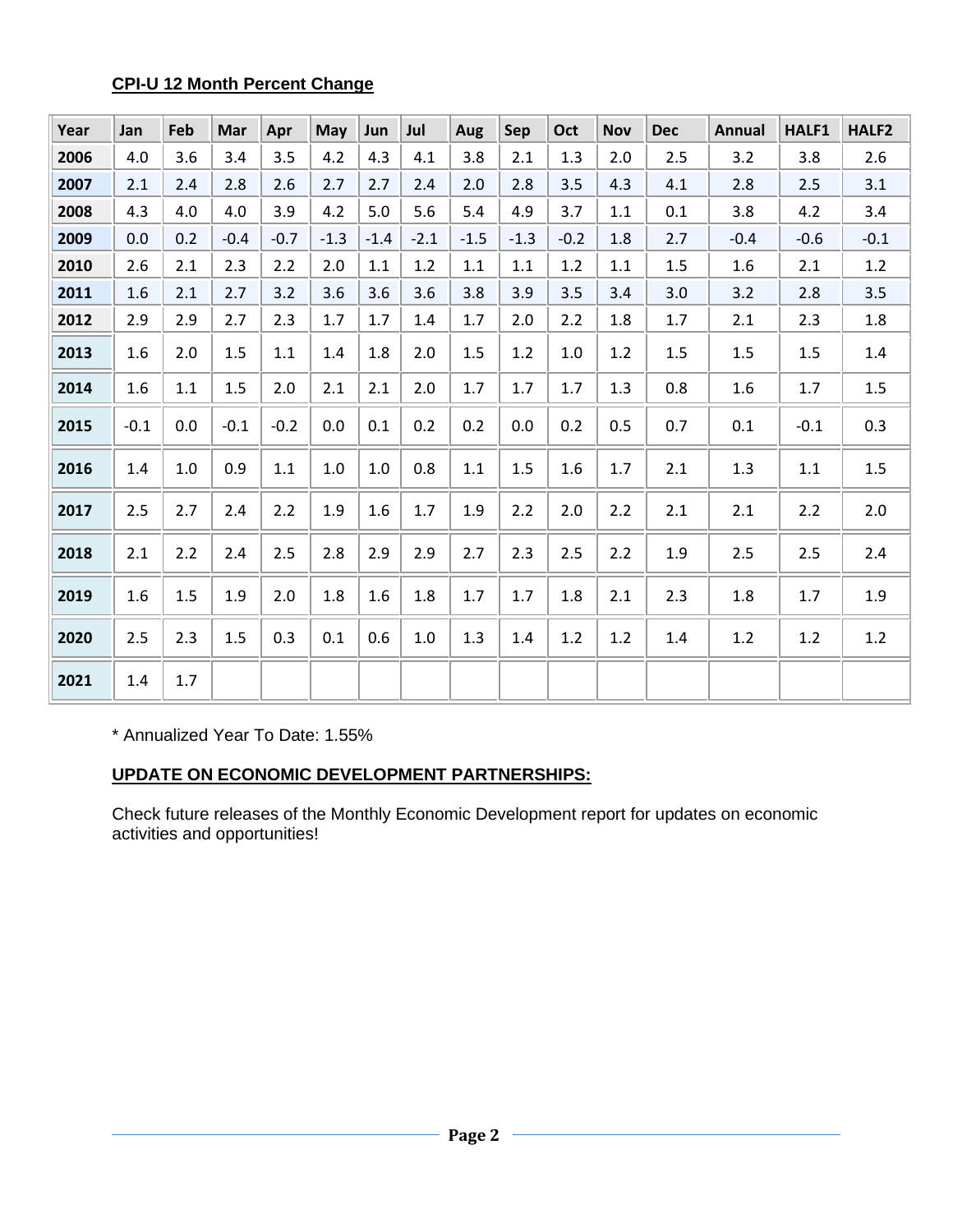**CPI-U 12 Month Percent Change**

| Year | Jan | Feb | Mar | Apr | May | Jun | Jul | Aug | Sep | Oct | Nov | Dec | Annual | HALF1 | HALF2 |
|---|---|---|---|---|---|---|---|---|---|---|---|---|---|---|---|
| 2006 | 4.0 | 3.6 | 3.4 | 3.5 | 4.2 | 4.3 | 4.1 | 3.8 | 2.1 | 1.3 | 2.0 | 2.5 | 3.2 | 3.8 | 2.6 |
| 2007 | 2.1 | 2.4 | 2.8 | 2.6 | 2.7 | 2.7 | 2.4 | 2.0 | 2.8 | 3.5 | 4.3 | 4.1 | 2.8 | 2.5 | 3.1 |
| 2008 | 4.3 | 4.0 | 4.0 | 3.9 | 4.2 | 5.0 | 5.6 | 5.4 | 4.9 | 3.7 | 1.1 | 0.1 | 3.8 | 4.2 | 3.4 |
| 2009 | 0.0 | 0.2 | -0.4 | -0.7 | -1.3 | -1.4 | -2.1 | -1.5 | -1.3 | -0.2 | 1.8 | 2.7 | -0.4 | -0.6 | -0.1 |
| 2010 | 2.6 | 2.1 | 2.3 | 2.2 | 2.0 | 1.1 | 1.2 | 1.1 | 1.1 | 1.2 | 1.1 | 1.5 | 1.6 | 2.1 | 1.2 |
| 2011 | 1.6 | 2.1 | 2.7 | 3.2 | 3.6 | 3.6 | 3.6 | 3.8 | 3.9 | 3.5 | 3.4 | 3.0 | 3.2 | 2.8 | 3.5 |
| 2012 | 2.9 | 2.9 | 2.7 | 2.3 | 1.7 | 1.7 | 1.4 | 1.7 | 2.0 | 2.2 | 1.8 | 1.7 | 2.1 | 2.3 | 1.8 |
| 2013 | 1.6 | 2.0 | 1.5 | 1.1 | 1.4 | 1.8 | 2.0 | 1.5 | 1.2 | 1.0 | 1.2 | 1.5 | 1.5 | 1.5 | 1.4 |
| 2014 | 1.6 | 1.1 | 1.5 | 2.0 | 2.1 | 2.1 | 2.0 | 1.7 | 1.7 | 1.7 | 1.3 | 0.8 | 1.6 | 1.7 | 1.5 |
| 2015 | -0.1 | 0.0 | -0.1 | -0.2 | 0.0 | 0.1 | 0.2 | 0.2 | 0.0 | 0.2 | 0.5 | 0.7 | 0.1 | -0.1 | 0.3 |
| 2016 | 1.4 | 1.0 | 0.9 | 1.1 | 1.0 | 1.0 | 0.8 | 1.1 | 1.5 | 1.6 | 1.7 | 2.1 | 1.3 | 1.1 | 1.5 |
| 2017 | 2.5 | 2.7 | 2.4 | 2.2 | 1.9 | 1.6 | 1.7 | 1.9 | 2.2 | 2.0 | 2.2 | 2.1 | 2.1 | 2.2 | 2.0 |
| 2018 | 2.1 | 2.2 | 2.4 | 2.5 | 2.8 | 2.9 | 2.9 | 2.7 | 2.3 | 2.5 | 2.2 | 1.9 | 2.5 | 2.5 | 2.4 |
| 2019 | 1.6 | 1.5 | 1.9 | 2.0 | 1.8 | 1.6 | 1.8 | 1.7 | 1.7 | 1.8 | 2.1 | 2.3 | 1.8 | 1.7 | 1.9 |
| 2020 | 2.5 | 2.3 | 1.5 | 0.3 | 0.1 | 0.6 | 1.0 | 1.3 | 1.4 | 1.2 | 1.2 | 1.4 | 1.2 | 1.2 | 1.2 |
| 2021 | 1.4 | 1.7 | | | | | | | | | | | | | |

* Annualized Year To Date: 1.55%

**UPDATE ON ECONOMIC DEVELOPMENT PARTNERSHIPS:**

Check future releases of the Monthly Economic Development report for updates on economic activities and opportunities!